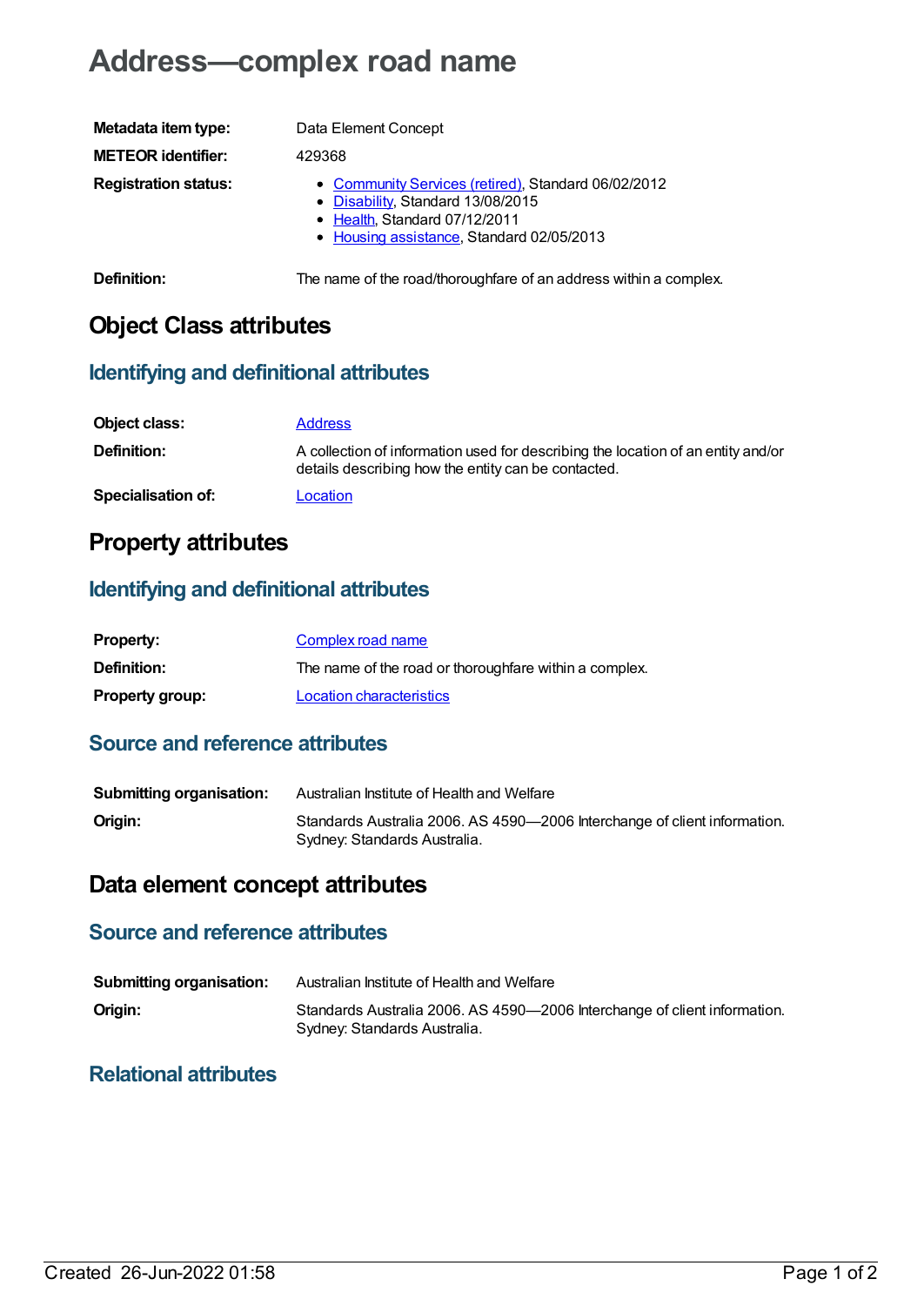# Address—complex road name

| | |
|---|---|
| **Metadata item type:** | Data Element Concept |
| **METEOR identifier:** | 429368 |
| **Registration status:** | • Community Services (retired), Standard 06/02/2012<br>• Disability, Standard 13/08/2015<br>• Health, Standard 07/12/2011<br>• Housing assistance, Standard 02/05/2013 |
| **Definition:** | The name of the road/thoroughfare of an address within a complex. |

## Object Class attributes

### Identifying and definitional attributes

| | |
|---|---|
| **Object class:** | Address |
| **Definition:** | A collection of information used for describing the location of an entity and/or details describing how the entity can be contacted. |
| **Specialisation of:** | Location |

## Property attributes

### Identifying and definitional attributes

| | |
|---|---|
| **Property:** | Complex road name |
| **Definition:** | The name of the road or thoroughfare within a complex. |
| **Property group:** | Location characteristics |

### Source and reference attributes

| | |
|---|---|
| **Submitting organisation:** | Australian Institute of Health and Welfare |
| **Origin:** | Standards Australia 2006. AS 4590—2006 Interchange of client information. Sydney: Standards Australia. |

## Data element concept attributes

### Source and reference attributes

| | |
|---|---|
| **Submitting organisation:** | Australian Institute of Health and Welfare |
| **Origin:** | Standards Australia 2006. AS 4590—2006 Interchange of client information. Sydney: Standards Australia. |

### Relational attributes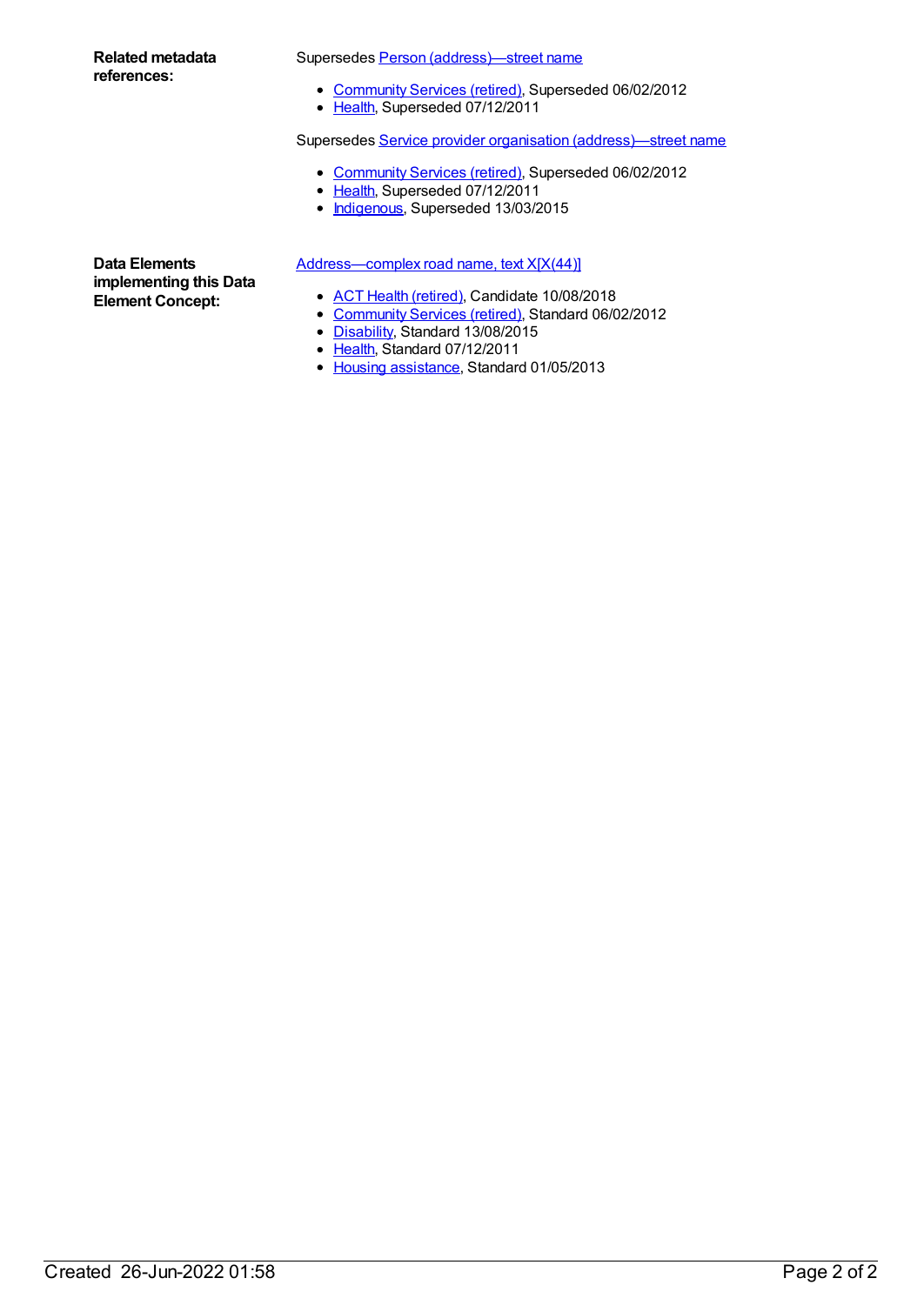**Related metadata references:**

Supersedes Person (address)—street name

- Community Services (retired), Superseded 06/02/2012
- Health, Superseded 07/12/2011

Supersedes Service provider organisation (address)—street name

- Community Services (retired), Superseded 06/02/2012
- Health, Superseded 07/12/2011
- Indigenous, Superseded 13/03/2015

**Data Elements implementing this Data Element Concept:**

Address—complex road name, text X[X(44)]

- ACT Health (retired), Candidate 10/08/2018
- Community Services (retired), Standard 06/02/2012
- Disability, Standard 13/08/2015
- Health, Standard 07/12/2011
- Housing assistance, Standard 01/05/2013